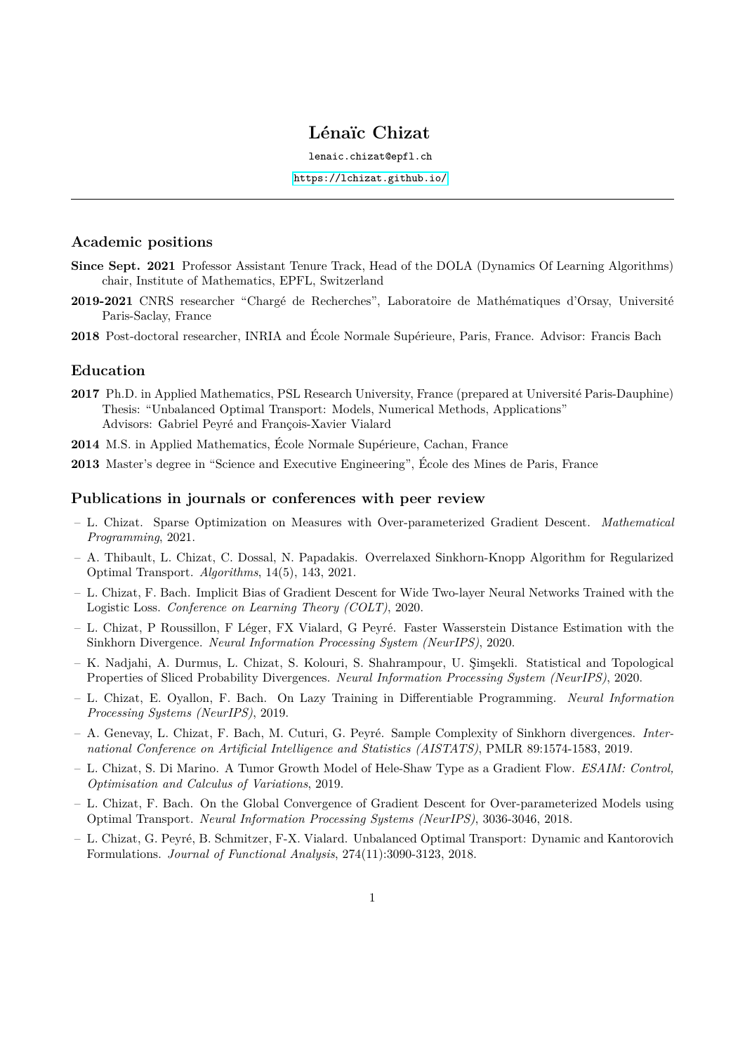# Lénaïc Chizat

lenaic.chizat@epfl.ch

https://lchizat.github.io/

---

## Academic positions

**Since Sept. 2021** Professor Assistant Tenure Track, Head of the DOLA (Dynamics Of Learning Algorithms) chair, Institute of Mathematics, EPFL, Switzerland

**2019-2021** CNRS researcher "Chargé de Recherches", Laboratoire de Mathématiques d'Orsay, Université Paris-Saclay, France

**2018** Post-doctoral researcher, INRIA and École Normale Supérieure, Paris, France. Advisor: Francis Bach

## Education

**2017** Ph.D. in Applied Mathematics, PSL Research University, France (prepared at Université Paris-Dauphine)
Thesis: "Unbalanced Optimal Transport: Models, Numerical Methods, Applications"
Advisors: Gabriel Peyré and François-Xavier Vialard

**2014** M.S. in Applied Mathematics, École Normale Supérieure, Cachan, France

**2013** Master's degree in "Science and Executive Engineering", École des Mines de Paris, France

## Publications in journals or conferences with peer review

- L. Chizat. Sparse Optimization on Measures with Over-parameterized Gradient Descent. *Mathematical Programming*, 2021.
- A. Thibault, L. Chizat, C. Dossal, N. Papadakis. Overrelaxed Sinkhorn-Knopp Algorithm for Regularized Optimal Transport. *Algorithms*, 14(5), 143, 2021.
- L. Chizat, F. Bach. Implicit Bias of Gradient Descent for Wide Two-layer Neural Networks Trained with the Logistic Loss. *Conference on Learning Theory (COLT)*, 2020.
- L. Chizat, P Roussillon, F Léger, FX Vialard, G Peyré. Faster Wasserstein Distance Estimation with the Sinkhorn Divergence. *Neural Information Processing System (NeurIPS)*, 2020.
- K. Nadjahi, A. Durmus, L. Chizat, S. Kolouri, S. Shahrampour, U. Şimşekli. Statistical and Topological Properties of Sliced Probability Divergences. *Neural Information Processing System (NeurIPS)*, 2020.
- L. Chizat, E. Oyallon, F. Bach. On Lazy Training in Differentiable Programming. *Neural Information Processing Systems (NeurIPS)*, 2019.
- A. Genevay, L. Chizat, F. Bach, M. Cuturi, G. Peyré. Sample Complexity of Sinkhorn divergences. *International Conference on Artificial Intelligence and Statistics (AISTATS)*, PMLR 89:1574-1583, 2019.
- L. Chizat, S. Di Marino. A Tumor Growth Model of Hele-Shaw Type as a Gradient Flow. *ESAIM: Control, Optimisation and Calculus of Variations*, 2019.
- L. Chizat, F. Bach. On the Global Convergence of Gradient Descent for Over-parameterized Models using Optimal Transport. *Neural Information Processing Systems (NeurIPS)*, 3036-3046, 2018.
- L. Chizat, G. Peyré, B. Schmitzer, F-X. Vialard. Unbalanced Optimal Transport: Dynamic and Kantorovich Formulations. *Journal of Functional Analysis*, 274(11):3090-3123, 2018.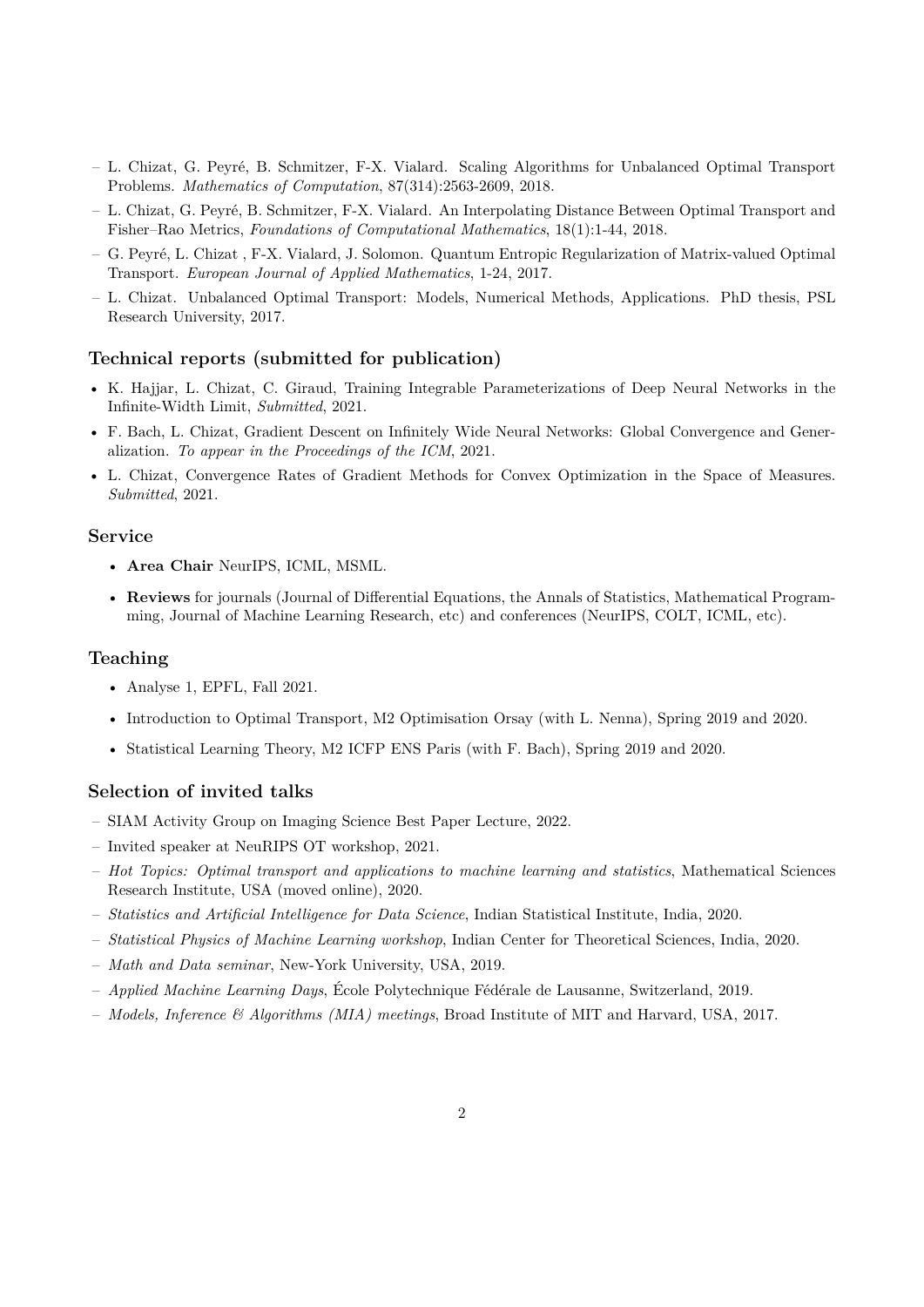- L. Chizat, G. Peyré, B. Schmitzer, F-X. Vialard. Scaling Algorithms for Unbalanced Optimal Transport Problems. *Mathematics of Computation*, 87(314):2563-2609, 2018.
- L. Chizat, G. Peyré, B. Schmitzer, F-X. Vialard. An Interpolating Distance Between Optimal Transport and Fisher–Rao Metrics, *Foundations of Computational Mathematics*, 18(1):1-44, 2018.
- G. Peyré, L. Chizat , F-X. Vialard, J. Solomon. Quantum Entropic Regularization of Matrix-valued Optimal Transport. *European Journal of Applied Mathematics*, 1-24, 2017.
- L. Chizat. Unbalanced Optimal Transport: Models, Numerical Methods, Applications. PhD thesis, PSL Research University, 2017.

### Technical reports (submitted for publication)

- K. Hajjar, L. Chizat, C. Giraud, Training Integrable Parameterizations of Deep Neural Networks in the Infinite-Width Limit, *Submitted*, 2021.
- F. Bach, L. Chizat, Gradient Descent on Infinitely Wide Neural Networks: Global Convergence and Generalization. *To appear in the Proceedings of the ICM*, 2021.
- L. Chizat, Convergence Rates of Gradient Methods for Convex Optimization in the Space of Measures. *Submitted*, 2021.

### Service

- **Area Chair** NeurIPS, ICML, MSML.
- **Reviews** for journals (Journal of Differential Equations, the Annals of Statistics, Mathematical Programming, Journal of Machine Learning Research, etc) and conferences (NeurIPS, COLT, ICML, etc).

### Teaching

- Analyse 1, EPFL, Fall 2021.
- Introduction to Optimal Transport, M2 Optimisation Orsay (with L. Nenna), Spring 2019 and 2020.
- Statistical Learning Theory, M2 ICFP ENS Paris (with F. Bach), Spring 2019 and 2020.

### Selection of invited talks

- SIAM Activity Group on Imaging Science Best Paper Lecture, 2022.
- Invited speaker at NeuRIPS OT workshop, 2021.
- *Hot Topics: Optimal transport and applications to machine learning and statistics*, Mathematical Sciences Research Institute, USA (moved online), 2020.
- *Statistics and Artificial Intelligence for Data Science*, Indian Statistical Institute, India, 2020.
- *Statistical Physics of Machine Learning workshop*, Indian Center for Theoretical Sciences, India, 2020.
- *Math and Data seminar*, New-York University, USA, 2019.
- *Applied Machine Learning Days*, École Polytechnique Fédérale de Lausanne, Switzerland, 2019.
- *Models, Inference & Algorithms (MIA) meetings*, Broad Institute of MIT and Harvard, USA, 2017.